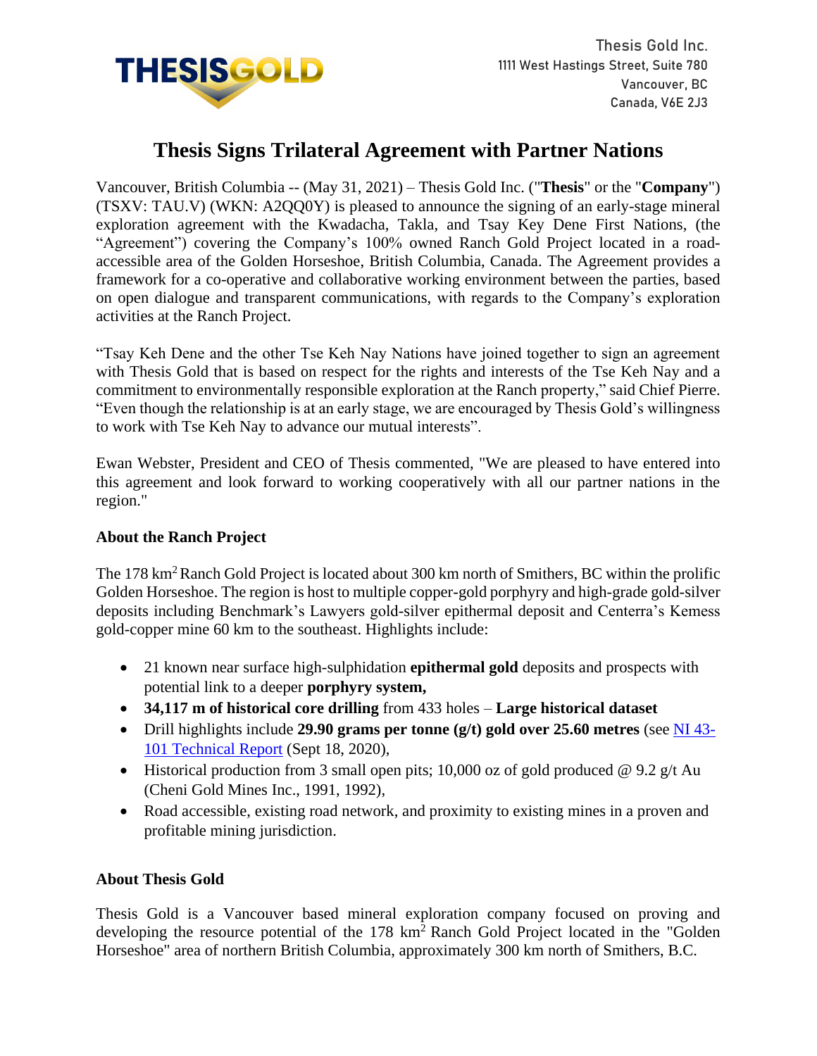THESISGOLD

Thesis Gold Inc.
1111 West Hastings Street, Suite 780
Vancouver, BC
Canada, V6E 2J3

# Thesis Signs Trilateral Agreement with Partner Nations

Vancouver, British Columbia -- (May 31, 2021) – Thesis Gold Inc. ("**Thesis**" or the "**Company**") (TSXV: TAU.V) (WKN: A2QQ0Y) is pleased to announce the signing of an early-stage mineral exploration agreement with the Kwadacha, Takla, and Tsay Key Dene First Nations, (the "Agreement") covering the Company's 100% owned Ranch Gold Project located in a road-accessible area of the Golden Horseshoe, British Columbia, Canada. The Agreement provides a framework for a co-operative and collaborative working environment between the parties, based on open dialogue and transparent communications, with regards to the Company's exploration activities at the Ranch Project.

"Tsay Keh Dene and the other Tse Keh Nay Nations have joined together to sign an agreement with Thesis Gold that is based on respect for the rights and interests of the Tse Keh Nay and a commitment to environmentally responsible exploration at the Ranch property," said Chief Pierre. "Even though the relationship is at an early stage, we are encouraged by Thesis Gold's willingness to work with Tse Keh Nay to advance our mutual interests".

Ewan Webster, President and CEO of Thesis commented, "We are pleased to have entered into this agreement and look forward to working cooperatively with all our partner nations in the region."

### About the Ranch Project

The 178 $km^2$ Ranch Gold Project is located about 300 km north of Smithers, BC within the prolific Golden Horseshoe. The region is host to multiple copper-gold porphyry and high-grade gold-silver deposits including Benchmark's Lawyers gold-silver epithermal deposit and Centerra's Kemess gold-copper mine 60 km to the southeast. Highlights include:

- 21 known near surface high-sulphidation **epithermal gold** deposits and prospects with potential link to a deeper **porphyry system,**
- **34,117 m of historical core drilling** from 433 holes – **Large historical dataset**
- Drill highlights include **29.90 grams per tonne (g/t) gold over 25.60 metres** (see NI 43-101 Technical Report (Sept 18, 2020),
- Historical production from 3 small open pits; 10,000 oz of gold produced @ 9.2 g/t Au (Cheni Gold Mines Inc., 1991, 1992),
- Road accessible, existing road network, and proximity to existing mines in a proven and profitable mining jurisdiction.

### About Thesis Gold

Thesis Gold is a Vancouver based mineral exploration company focused on proving and developing the resource potential of the 178 $km^2$ Ranch Gold Project located in the "Golden Horseshoe" area of northern British Columbia, approximately 300 km north of Smithers, B.C.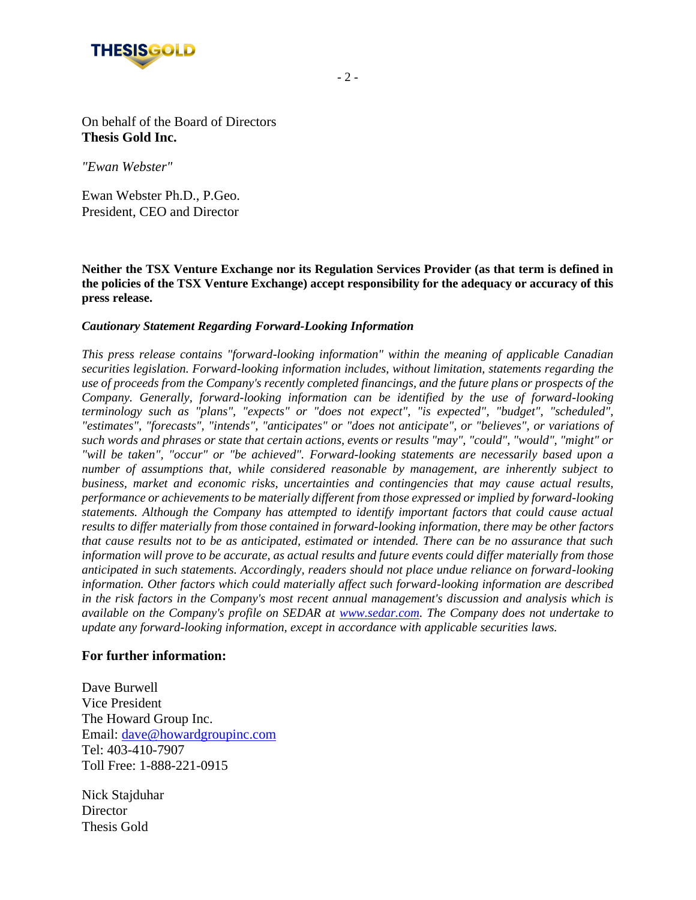On behalf of the Board of Directors
**Thesis Gold Inc.**

*"Ewan Webster"*

Ewan Webster Ph.D., P.Geo.
President, CEO and Director

**Neither the TSX Venture Exchange nor its Regulation Services Provider (as that term is defined in the policies of the TSX Venture Exchange) accept responsibility for the adequacy or accuracy of this press release.**

***Cautionary Statement Regarding Forward-Looking Information***

*This press release contains "forward-looking information" within the meaning of applicable Canadian securities legislation. Forward-looking information includes, without limitation, statements regarding the use of proceeds from the Company's recently completed financings, and the future plans or prospects of the Company. Generally, forward-looking information can be identified by the use of forward-looking terminology such as "plans", "expects" or "does not expect", "is expected", "budget", "scheduled", "estimates", "forecasts", "intends", "anticipates" or "does not anticipate", or "believes", or variations of such words and phrases or state that certain actions, events or results "may", "could", "would", "might" or "will be taken", "occur" or "be achieved". Forward-looking statements are necessarily based upon a number of assumptions that, while considered reasonable by management, are inherently subject to business, market and economic risks, uncertainties and contingencies that may cause actual results, performance or achievements to be materially different from those expressed or implied by forward-looking statements. Although the Company has attempted to identify important factors that could cause actual results to differ materially from those contained in forward-looking information, there may be other factors that cause results not to be as anticipated, estimated or intended. There can be no assurance that such information will prove to be accurate, as actual results and future events could differ materially from those anticipated in such statements. Accordingly, readers should not place undue reliance on forward-looking information. Other factors which could materially affect such forward-looking information are described in the risk factors in the Company's most recent annual management's discussion and analysis which is available on the Company's profile on SEDAR at www.sedar.com. The Company does not undertake to update any forward-looking information, except in accordance with applicable securities laws.*

**For further information:**

Dave Burwell
Vice President
The Howard Group Inc.
Email: dave@howardgroupinc.com
Tel: 403-410-7907
Toll Free: 1-888-221-0915

Nick Stajduhar
Director
Thesis Gold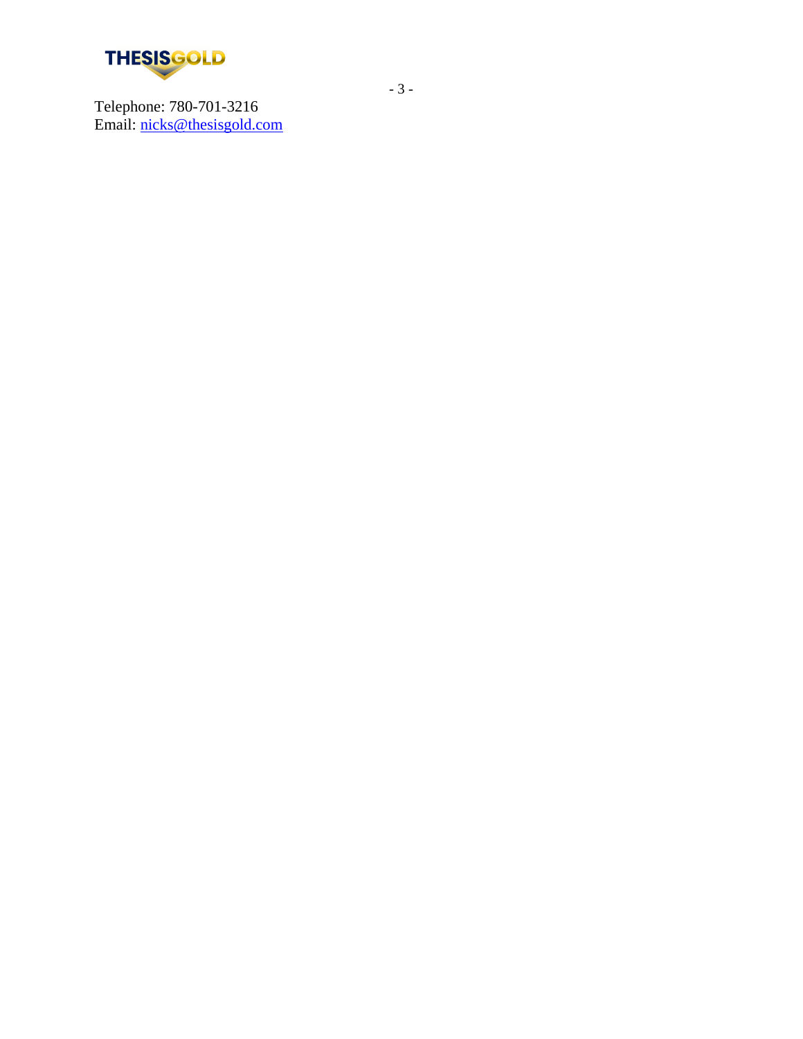Telephone: 780-701-3216
Email: nicks@thesisgold.com